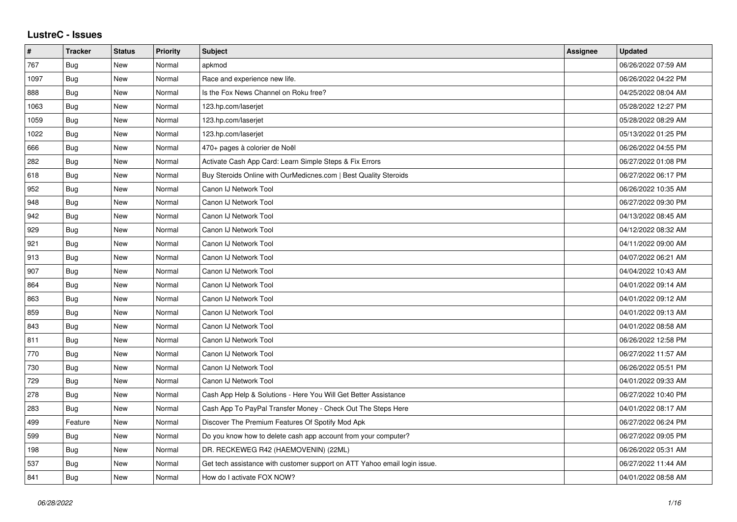## LustreC - Issues

| # | Tracker | Status | Priority | Subject | Assignee | Updated |
|---|---|---|---|---|---|---|
| 767 | Bug | New | Normal | apkmod | | 06/26/2022 07:59 AM |
| 1097 | Bug | New | Normal | Race and experience new life. | | 06/26/2022 04:22 PM |
| 888 | Bug | New | Normal | Is the Fox News Channel on Roku free? | | 04/25/2022 08:04 AM |
| 1063 | Bug | New | Normal | 123.hp.com/laserjet | | 05/28/2022 12:27 PM |
| 1059 | Bug | New | Normal | 123.hp.com/laserjet | | 05/28/2022 08:29 AM |
| 1022 | Bug | New | Normal | 123.hp.com/laserjet | | 05/13/2022 01:25 PM |
| 666 | Bug | New | Normal | 470+ pages à colorier de Noël | | 06/26/2022 04:55 PM |
| 282 | Bug | New | Normal | Activate Cash App Card: Learn Simple Steps & Fix Errors | | 06/27/2022 01:08 PM |
| 618 | Bug | New | Normal | Buy Steroids Online with OurMedicnes.com \| Best Quality Steroids | | 06/27/2022 06:17 PM |
| 952 | Bug | New | Normal | Canon IJ Network Tool | | 06/26/2022 10:35 AM |
| 948 | Bug | New | Normal | Canon IJ Network Tool | | 06/27/2022 09:30 PM |
| 942 | Bug | New | Normal | Canon IJ Network Tool | | 04/13/2022 08:45 AM |
| 929 | Bug | New | Normal | Canon IJ Network Tool | | 04/12/2022 08:32 AM |
| 921 | Bug | New | Normal | Canon IJ Network Tool | | 04/11/2022 09:00 AM |
| 913 | Bug | New | Normal | Canon IJ Network Tool | | 04/07/2022 06:21 AM |
| 907 | Bug | New | Normal | Canon IJ Network Tool | | 04/04/2022 10:43 AM |
| 864 | Bug | New | Normal | Canon IJ Network Tool | | 04/01/2022 09:14 AM |
| 863 | Bug | New | Normal | Canon IJ Network Tool | | 04/01/2022 09:12 AM |
| 859 | Bug | New | Normal | Canon IJ Network Tool | | 04/01/2022 09:13 AM |
| 843 | Bug | New | Normal | Canon IJ Network Tool | | 04/01/2022 08:58 AM |
| 811 | Bug | New | Normal | Canon IJ Network Tool | | 06/26/2022 12:58 PM |
| 770 | Bug | New | Normal | Canon IJ Network Tool | | 06/27/2022 11:57 AM |
| 730 | Bug | New | Normal | Canon IJ Network Tool | | 06/26/2022 05:51 PM |
| 729 | Bug | New | Normal | Canon IJ Network Tool | | 04/01/2022 09:33 AM |
| 278 | Bug | New | Normal | Cash App Help & Solutions - Here You Will Get Better Assistance | | 06/27/2022 10:40 PM |
| 283 | Bug | New | Normal | Cash App To PayPal Transfer Money - Check Out The Steps Here | | 04/01/2022 08:17 AM |
| 499 | Feature | New | Normal | Discover The Premium Features Of Spotify Mod Apk | | 06/27/2022 06:24 PM |
| 599 | Bug | New | Normal | Do you know how to delete cash app account from your computer? | | 06/27/2022 09:05 PM |
| 198 | Bug | New | Normal | DR. RECKEWEG R42 (HAEMOVENIN) (22ML) | | 06/26/2022 05:31 AM |
| 537 | Bug | New | Normal | Get tech assistance with customer support on ATT Yahoo email login issue. | | 06/27/2022 11:44 AM |
| 841 | Bug | New | Normal | How do I activate FOX NOW? | | 04/01/2022 08:58 AM |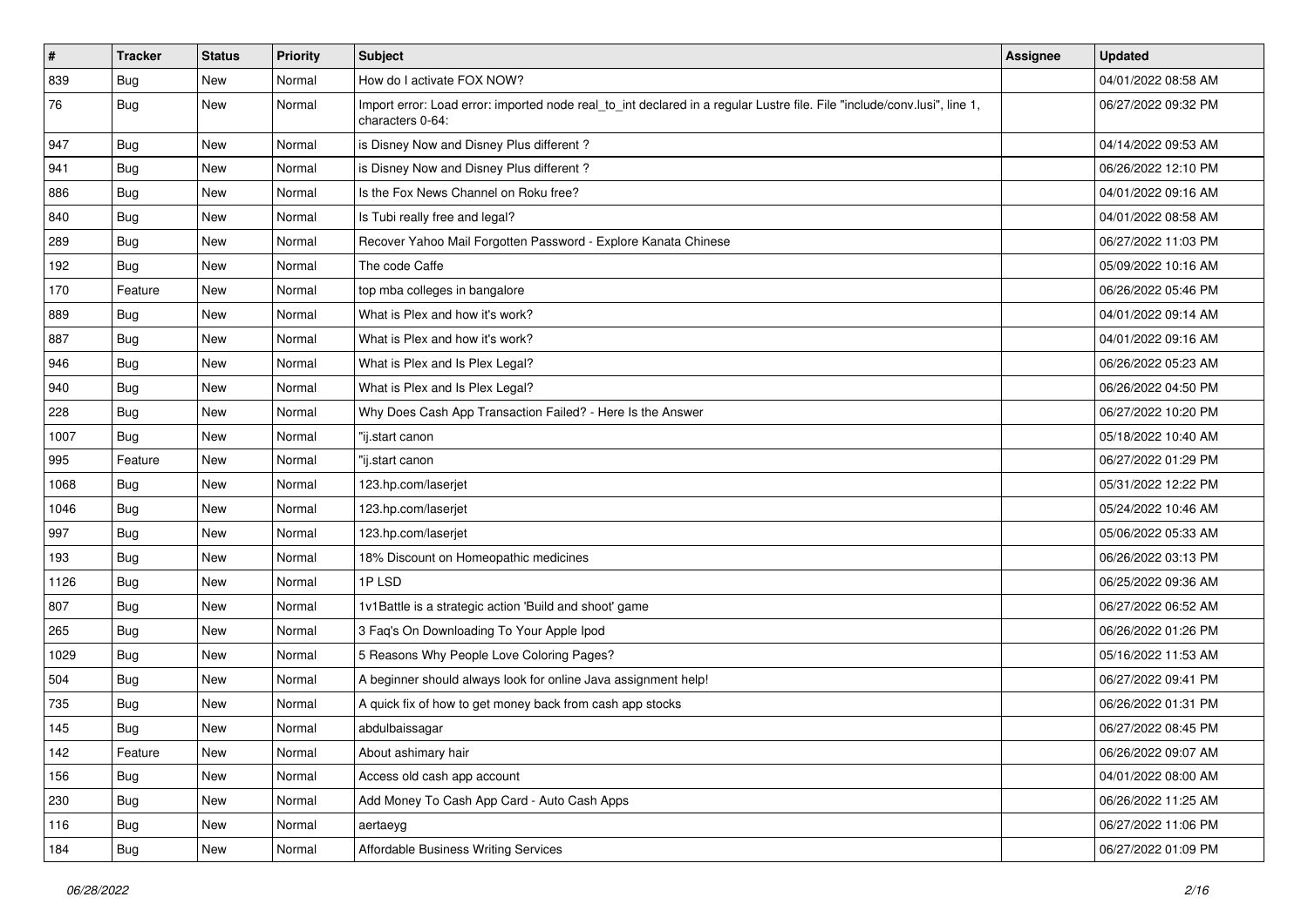| # | Tracker | Status | Priority | Subject | Assignee | Updated |
| --- | --- | --- | --- | --- | --- | --- |
| 839 | Bug | New | Normal | How do I activate FOX NOW? | | 04/01/2022 08:58 AM |
| 76 | Bug | New | Normal | Import error: Load error: imported node real_to_int declared in a regular Lustre file. File "include/conv.lusi", line 1, characters 0-64: | | 06/27/2022 09:32 PM |
| 947 | Bug | New | Normal | is Disney Now and Disney Plus different ? | | 04/14/2022 09:53 AM |
| 941 | Bug | New | Normal | is Disney Now and Disney Plus different ? | | 06/26/2022 12:10 PM |
| 886 | Bug | New | Normal | Is the Fox News Channel on Roku free? | | 04/01/2022 09:16 AM |
| 840 | Bug | New | Normal | Is Tubi really free and legal? | | 04/01/2022 08:58 AM |
| 289 | Bug | New | Normal | Recover Yahoo Mail Forgotten Password - Explore Kanata Chinese | | 06/27/2022 11:03 PM |
| 192 | Bug | New | Normal | The code Caffe | | 05/09/2022 10:16 AM |
| 170 | Feature | New | Normal | top mba colleges in bangalore | | 06/26/2022 05:46 PM |
| 889 | Bug | New | Normal | What is Plex and how it's work? | | 04/01/2022 09:14 AM |
| 887 | Bug | New | Normal | What is Plex and how it's work? | | 04/01/2022 09:16 AM |
| 946 | Bug | New | Normal | What is Plex and Is Plex Legal? | | 06/26/2022 05:23 AM |
| 940 | Bug | New | Normal | What is Plex and Is Plex Legal? | | 06/26/2022 04:50 PM |
| 228 | Bug | New | Normal | Why Does Cash App Transaction Failed? - Here Is the Answer | | 06/27/2022 10:20 PM |
| 1007 | Bug | New | Normal | "ij.start canon | | 05/18/2022 10:40 AM |
| 995 | Feature | New | Normal | "ij.start canon | | 06/27/2022 01:29 PM |
| 1068 | Bug | New | Normal | 123.hp.com/laserjet | | 05/31/2022 12:22 PM |
| 1046 | Bug | New | Normal | 123.hp.com/laserjet | | 05/24/2022 10:46 AM |
| 997 | Bug | New | Normal | 123.hp.com/laserjet | | 05/06/2022 05:33 AM |
| 193 | Bug | New | Normal | 18% Discount on Homeopathic medicines | | 06/26/2022 03:13 PM |
| 1126 | Bug | New | Normal | 1P LSD | | 06/25/2022 09:36 AM |
| 807 | Bug | New | Normal | 1v1Battle is a strategic action 'Build and shoot' game | | 06/27/2022 06:52 AM |
| 265 | Bug | New | Normal | 3 Faq's On Downloading To Your Apple Ipod | | 06/26/2022 01:26 PM |
| 1029 | Bug | New | Normal | 5 Reasons Why People Love Coloring Pages? | | 05/16/2022 11:53 AM |
| 504 | Bug | New | Normal | A beginner should always look for online Java assignment help! | | 06/27/2022 09:41 PM |
| 735 | Bug | New | Normal | A quick fix of how to get money back from cash app stocks | | 06/26/2022 01:31 PM |
| 145 | Bug | New | Normal | abdulbaissagar | | 06/27/2022 08:45 PM |
| 142 | Feature | New | Normal | About ashimary hair | | 06/26/2022 09:07 AM |
| 156 | Bug | New | Normal | Access old cash app account | | 04/01/2022 08:00 AM |
| 230 | Bug | New | Normal | Add Money To Cash App Card - Auto Cash Apps | | 06/26/2022 11:25 AM |
| 116 | Bug | New | Normal | aertaeyg | | 06/27/2022 11:06 PM |
| 184 | Bug | New | Normal | Affordable Business Writing Services | | 06/27/2022 01:09 PM |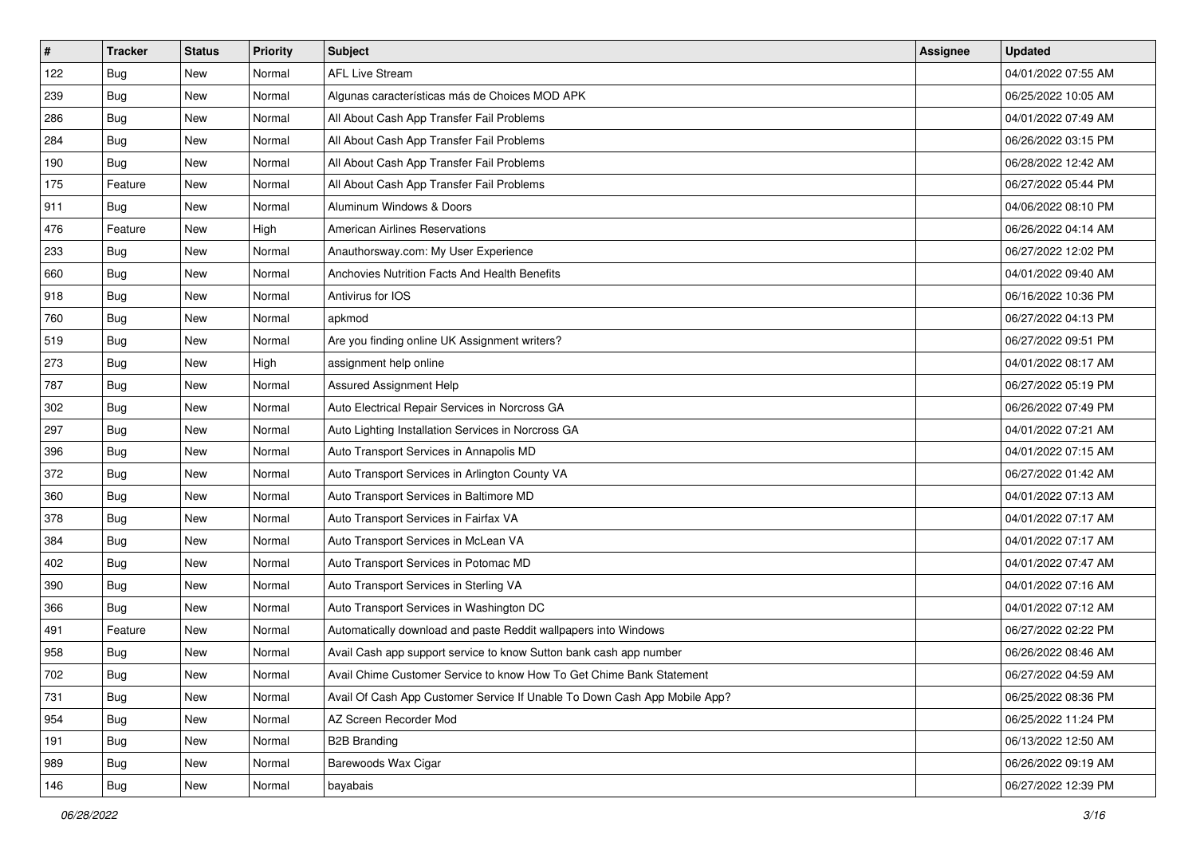| # | Tracker | Status | Priority | Subject | Assignee | Updated |
|---|---|---|---|---|---|---|
| 122 | Bug | New | Normal | AFL Live Stream | | 04/01/2022 07:55 AM |
| 239 | Bug | New | Normal | Algunas características más de Choices MOD APK | | 06/25/2022 10:05 AM |
| 286 | Bug | New | Normal | All About Cash App Transfer Fail Problems | | 04/01/2022 07:49 AM |
| 284 | Bug | New | Normal | All About Cash App Transfer Fail Problems | | 06/26/2022 03:15 PM |
| 190 | Bug | New | Normal | All About Cash App Transfer Fail Problems | | 06/28/2022 12:42 AM |
| 175 | Feature | New | Normal | All About Cash App Transfer Fail Problems | | 06/27/2022 05:44 PM |
| 911 | Bug | New | Normal | Aluminum Windows & Doors | | 04/06/2022 08:10 PM |
| 476 | Feature | New | High | American Airlines Reservations | | 06/26/2022 04:14 AM |
| 233 | Bug | New | Normal | Anauthorsway.com: My User Experience | | 06/27/2022 12:02 PM |
| 660 | Bug | New | Normal | Anchovies Nutrition Facts And Health Benefits | | 04/01/2022 09:40 AM |
| 918 | Bug | New | Normal | Antivirus for IOS | | 06/16/2022 10:36 PM |
| 760 | Bug | New | Normal | apkmod | | 06/27/2022 04:13 PM |
| 519 | Bug | New | Normal | Are you finding online UK Assignment writers? | | 06/27/2022 09:51 PM |
| 273 | Bug | New | High | assignment help online | | 04/01/2022 08:17 AM |
| 787 | Bug | New | Normal | Assured Assignment Help | | 06/27/2022 05:19 PM |
| 302 | Bug | New | Normal | Auto Electrical Repair Services in Norcross GA | | 06/26/2022 07:49 PM |
| 297 | Bug | New | Normal | Auto Lighting Installation Services in Norcross GA | | 04/01/2022 07:21 AM |
| 396 | Bug | New | Normal | Auto Transport Services in Annapolis MD | | 04/01/2022 07:15 AM |
| 372 | Bug | New | Normal | Auto Transport Services in Arlington County VA | | 06/27/2022 01:42 AM |
| 360 | Bug | New | Normal | Auto Transport Services in Baltimore MD | | 04/01/2022 07:13 AM |
| 378 | Bug | New | Normal | Auto Transport Services in Fairfax VA | | 04/01/2022 07:17 AM |
| 384 | Bug | New | Normal | Auto Transport Services in McLean VA | | 04/01/2022 07:17 AM |
| 402 | Bug | New | Normal | Auto Transport Services in Potomac MD | | 04/01/2022 07:47 AM |
| 390 | Bug | New | Normal | Auto Transport Services in Sterling VA | | 04/01/2022 07:16 AM |
| 366 | Bug | New | Normal | Auto Transport Services in Washington DC | | 04/01/2022 07:12 AM |
| 491 | Feature | New | Normal | Automatically download and paste Reddit wallpapers into Windows | | 06/27/2022 02:22 PM |
| 958 | Bug | New | Normal | Avail Cash app support service to know Sutton bank cash app number | | 06/26/2022 08:46 AM |
| 702 | Bug | New | Normal | Avail Chime Customer Service to know How To Get Chime Bank Statement | | 06/27/2022 04:59 AM |
| 731 | Bug | New | Normal | Avail Of Cash App Customer Service If Unable To Down Cash App Mobile App? | | 06/25/2022 08:36 PM |
| 954 | Bug | New | Normal | AZ Screen Recorder Mod | | 06/25/2022 11:24 PM |
| 191 | Bug | New | Normal | B2B Branding | | 06/13/2022 12:50 AM |
| 989 | Bug | New | Normal | Barewoods Wax Cigar | | 06/26/2022 09:19 AM |
| 146 | Bug | New | Normal | bayabais | | 06/27/2022 12:39 PM |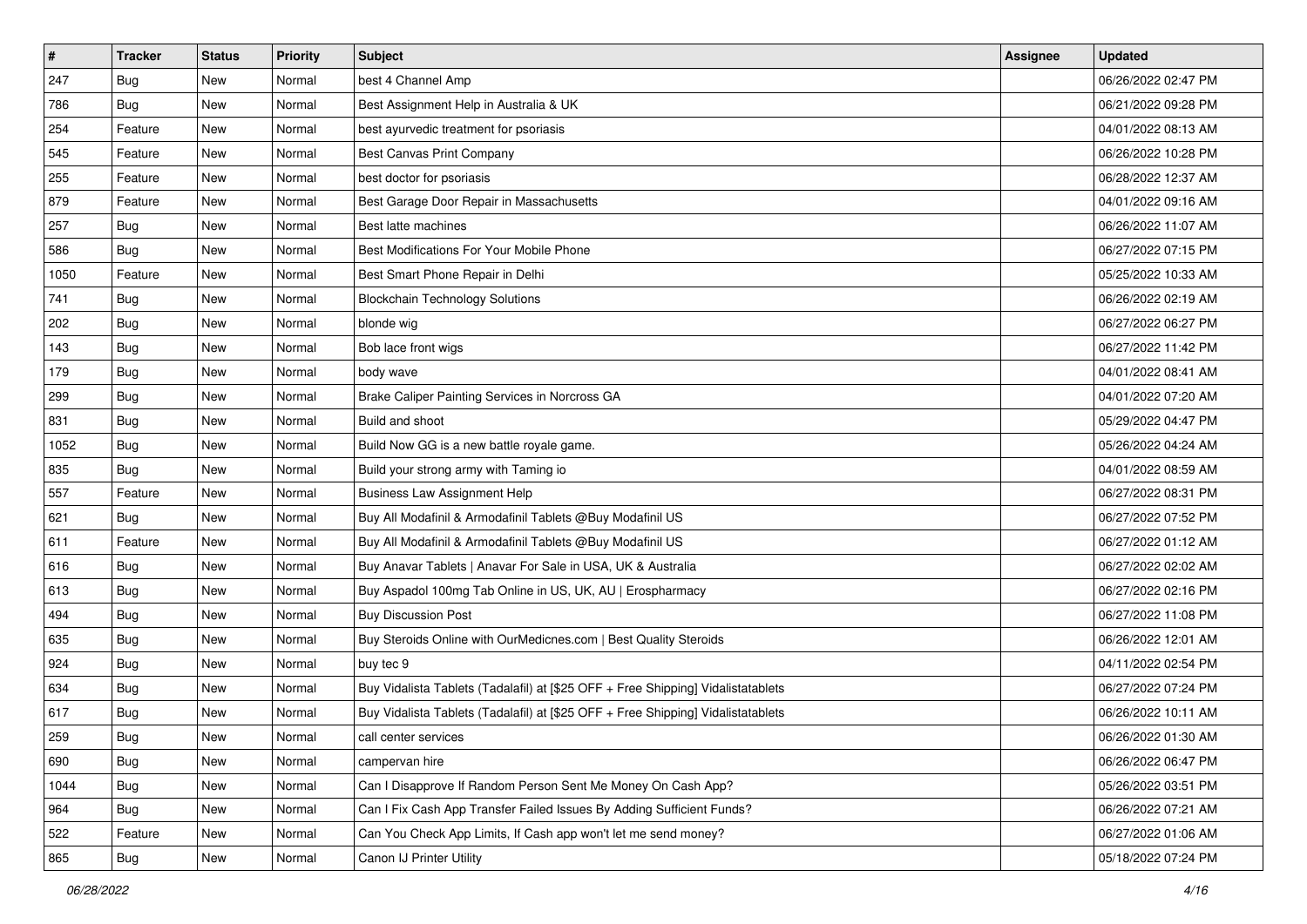| # | Tracker | Status | Priority | Subject | Assignee | Updated |
| --- | --- | --- | --- | --- | --- | --- |
| 247 | Bug | New | Normal | best 4 Channel Amp | | 06/26/2022 02:47 PM |
| 786 | Bug | New | Normal | Best Assignment Help in Australia & UK | | 06/21/2022 09:28 PM |
| 254 | Feature | New | Normal | best ayurvedic treatment for psoriasis | | 04/01/2022 08:13 AM |
| 545 | Feature | New | Normal | Best Canvas Print Company | | 06/26/2022 10:28 PM |
| 255 | Feature | New | Normal | best doctor for psoriasis | | 06/28/2022 12:37 AM |
| 879 | Feature | New | Normal | Best Garage Door Repair in Massachusetts | | 04/01/2022 09:16 AM |
| 257 | Bug | New | Normal | Best latte machines | | 06/26/2022 11:07 AM |
| 586 | Bug | New | Normal | Best Modifications For Your Mobile Phone | | 06/27/2022 07:15 PM |
| 1050 | Feature | New | Normal | Best Smart Phone Repair in Delhi | | 05/25/2022 10:33 AM |
| 741 | Bug | New | Normal | Blockchain Technology Solutions | | 06/26/2022 02:19 AM |
| 202 | Bug | New | Normal | blonde wig | | 06/27/2022 06:27 PM |
| 143 | Bug | New | Normal | Bob lace front wigs | | 06/27/2022 11:42 PM |
| 179 | Bug | New | Normal | body wave | | 04/01/2022 08:41 AM |
| 299 | Bug | New | Normal | Brake Caliper Painting Services in Norcross GA | | 04/01/2022 07:20 AM |
| 831 | Bug | New | Normal | Build and shoot | | 05/29/2022 04:47 PM |
| 1052 | Bug | New | Normal | Build Now GG is a new battle royale game. | | 05/26/2022 04:24 AM |
| 835 | Bug | New | Normal | Build your strong army with Taming io | | 04/01/2022 08:59 AM |
| 557 | Feature | New | Normal | Business Law Assignment Help | | 06/27/2022 08:31 PM |
| 621 | Bug | New | Normal | Buy All Modafinil & Armodafinil Tablets @Buy Modafinil US | | 06/27/2022 07:52 PM |
| 611 | Feature | New | Normal | Buy All Modafinil & Armodafinil Tablets @Buy Modafinil US | | 06/27/2022 01:12 AM |
| 616 | Bug | New | Normal | Buy Anavar Tablets \| Anavar For Sale in USA, UK & Australia | | 06/27/2022 02:02 AM |
| 613 | Bug | New | Normal | Buy Aspadol 100mg Tab Online in US, UK, AU \| Erospharmacy | | 06/27/2022 02:16 PM |
| 494 | Bug | New | Normal | Buy Discussion Post | | 06/27/2022 11:08 PM |
| 635 | Bug | New | Normal | Buy Steroids Online with OurMedicnes.com \| Best Quality Steroids | | 06/26/2022 12:01 AM |
| 924 | Bug | New | Normal | buy tec 9 | | 04/11/2022 02:54 PM |
| 634 | Bug | New | Normal | Buy Vidalista Tablets (Tadalafil) at [$25 OFF + Free Shipping] Vidalistatablets | | 06/27/2022 07:24 PM |
| 617 | Bug | New | Normal | Buy Vidalista Tablets (Tadalafil) at [$25 OFF + Free Shipping] Vidalistatablets | | 06/26/2022 10:11 AM |
| 259 | Bug | New | Normal | call center services | | 06/26/2022 01:30 AM |
| 690 | Bug | New | Normal | campervan hire | | 06/26/2022 06:47 PM |
| 1044 | Bug | New | Normal | Can I Disapprove If Random Person Sent Me Money On Cash App? | | 05/26/2022 03:51 PM |
| 964 | Bug | New | Normal | Can I Fix Cash App Transfer Failed Issues By Adding Sufficient Funds? | | 06/26/2022 07:21 AM |
| 522 | Feature | New | Normal | Can You Check App Limits, If Cash app won't let me send money? | | 06/27/2022 01:06 AM |
| 865 | Bug | New | Normal | Canon IJ Printer Utility | | 05/18/2022 07:24 PM |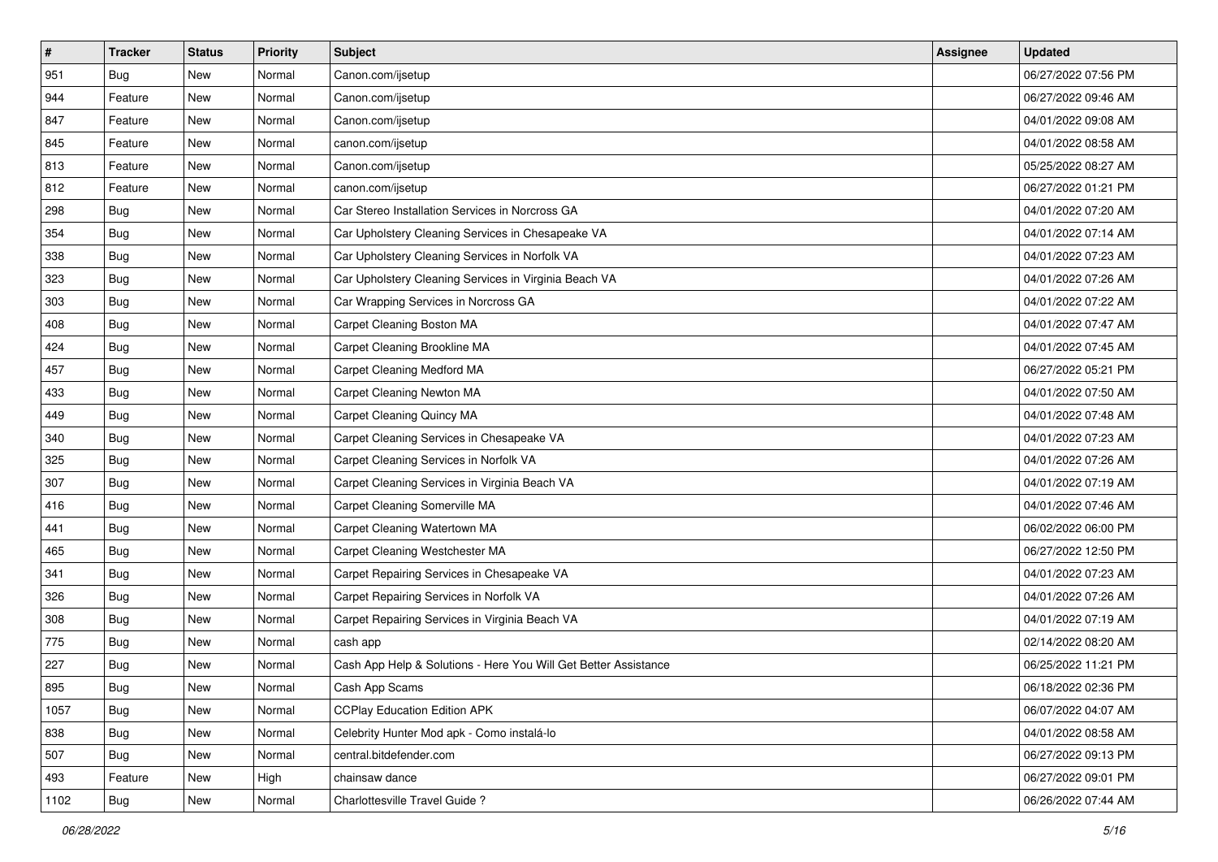| # | Tracker | Status | Priority | Subject | Assignee | Updated |
|---|---|---|---|---|---|---|
| 951 | Bug | New | Normal | Canon.com/ijsetup | | 06/27/2022 07:56 PM |
| 944 | Feature | New | Normal | Canon.com/ijsetup | | 06/27/2022 09:46 AM |
| 847 | Feature | New | Normal | Canon.com/ijsetup | | 04/01/2022 09:08 AM |
| 845 | Feature | New | Normal | canon.com/ijsetup | | 04/01/2022 08:58 AM |
| 813 | Feature | New | Normal | Canon.com/ijsetup | | 05/25/2022 08:27 AM |
| 812 | Feature | New | Normal | canon.com/ijsetup | | 06/27/2022 01:21 PM |
| 298 | Bug | New | Normal | Car Stereo Installation Services in Norcross GA | | 04/01/2022 07:20 AM |
| 354 | Bug | New | Normal | Car Upholstery Cleaning Services in Chesapeake VA | | 04/01/2022 07:14 AM |
| 338 | Bug | New | Normal | Car Upholstery Cleaning Services in Norfolk VA | | 04/01/2022 07:23 AM |
| 323 | Bug | New | Normal | Car Upholstery Cleaning Services in Virginia Beach VA | | 04/01/2022 07:26 AM |
| 303 | Bug | New | Normal | Car Wrapping Services in Norcross GA | | 04/01/2022 07:22 AM |
| 408 | Bug | New | Normal | Carpet Cleaning Boston MA | | 04/01/2022 07:47 AM |
| 424 | Bug | New | Normal | Carpet Cleaning Brookline MA | | 04/01/2022 07:45 AM |
| 457 | Bug | New | Normal | Carpet Cleaning Medford MA | | 06/27/2022 05:21 PM |
| 433 | Bug | New | Normal | Carpet Cleaning Newton MA | | 04/01/2022 07:50 AM |
| 449 | Bug | New | Normal | Carpet Cleaning Quincy MA | | 04/01/2022 07:48 AM |
| 340 | Bug | New | Normal | Carpet Cleaning Services in Chesapeake VA | | 04/01/2022 07:23 AM |
| 325 | Bug | New | Normal | Carpet Cleaning Services in Norfolk VA | | 04/01/2022 07:26 AM |
| 307 | Bug | New | Normal | Carpet Cleaning Services in Virginia Beach VA | | 04/01/2022 07:19 AM |
| 416 | Bug | New | Normal | Carpet Cleaning Somerville MA | | 04/01/2022 07:46 AM |
| 441 | Bug | New | Normal | Carpet Cleaning Watertown MA | | 06/02/2022 06:00 PM |
| 465 | Bug | New | Normal | Carpet Cleaning Westchester MA | | 06/27/2022 12:50 PM |
| 341 | Bug | New | Normal | Carpet Repairing Services in Chesapeake VA | | 04/01/2022 07:23 AM |
| 326 | Bug | New | Normal | Carpet Repairing Services in Norfolk VA | | 04/01/2022 07:26 AM |
| 308 | Bug | New | Normal | Carpet Repairing Services in Virginia Beach VA | | 04/01/2022 07:19 AM |
| 775 | Bug | New | Normal | cash app | | 02/14/2022 08:20 AM |
| 227 | Bug | New | Normal | Cash App Help & Solutions - Here You Will Get Better Assistance | | 06/25/2022 11:21 PM |
| 895 | Bug | New | Normal | Cash App Scams | | 06/18/2022 02:36 PM |
| 1057 | Bug | New | Normal | CCPlay Education Edition APK | | 06/07/2022 04:07 AM |
| 838 | Bug | New | Normal | Celebrity Hunter Mod apk - Como instalá-lo | | 04/01/2022 08:58 AM |
| 507 | Bug | New | Normal | central.bitdefender.com | | 06/27/2022 09:13 PM |
| 493 | Feature | New | High | chainsaw dance | | 06/27/2022 09:01 PM |
| 1102 | Bug | New | Normal | Charlottesville Travel Guide ? | | 06/26/2022 07:44 AM |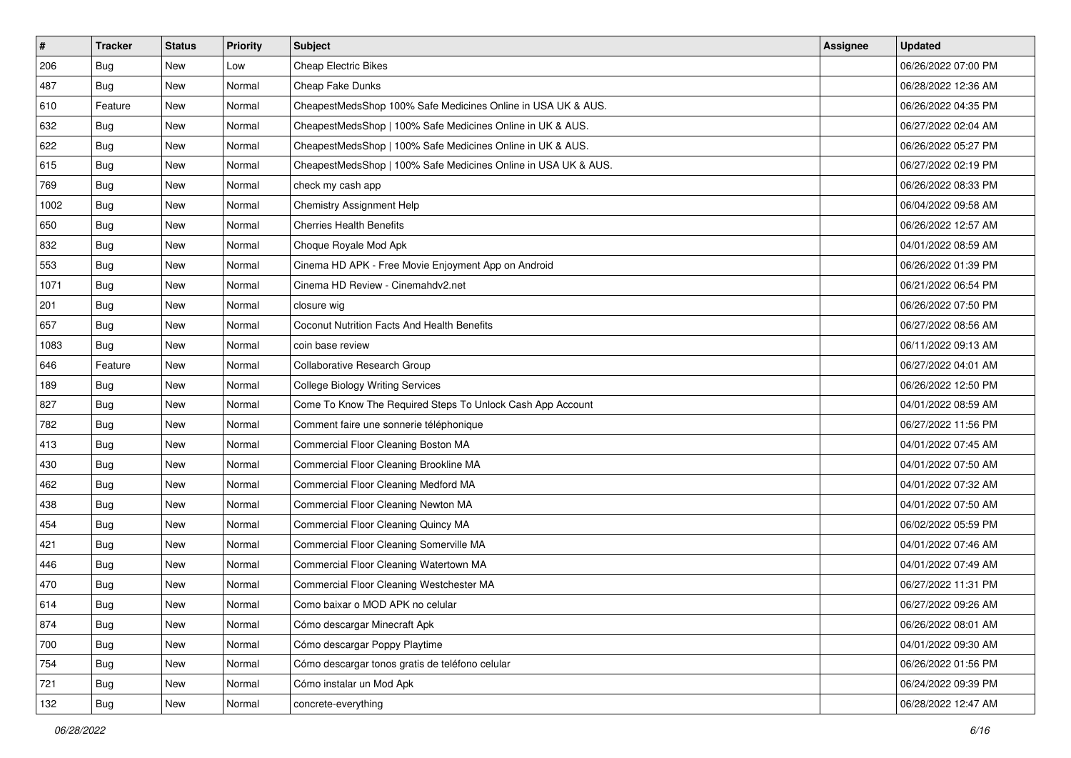| # | Tracker | Status | Priority | Subject | Assignee | Updated |
| --- | --- | --- | --- | --- | --- | --- |
| 206 | Bug | New | Low | Cheap Electric Bikes | | 06/26/2022 07:00 PM |
| 487 | Bug | New | Normal | Cheap Fake Dunks | | 06/28/2022 12:36 AM |
| 610 | Feature | New | Normal | CheapestMedsShop 100% Safe Medicines Online in USA UK & AUS. | | 06/26/2022 04:35 PM |
| 632 | Bug | New | Normal | CheapestMedsShop \| 100% Safe Medicines Online in UK & AUS. | | 06/27/2022 02:04 AM |
| 622 | Bug | New | Normal | CheapestMedsShop \| 100% Safe Medicines Online in UK & AUS. | | 06/26/2022 05:27 PM |
| 615 | Bug | New | Normal | CheapestMedsShop \| 100% Safe Medicines Online in USA UK & AUS. | | 06/27/2022 02:19 PM |
| 769 | Bug | New | Normal | check my cash app | | 06/26/2022 08:33 PM |
| 1002 | Bug | New | Normal | Chemistry Assignment Help | | 06/04/2022 09:58 AM |
| 650 | Bug | New | Normal | Cherries Health Benefits | | 06/26/2022 12:57 AM |
| 832 | Bug | New | Normal | Choque Royale Mod Apk | | 04/01/2022 08:59 AM |
| 553 | Bug | New | Normal | Cinema HD APK - Free Movie Enjoyment App on Android | | 06/26/2022 01:39 PM |
| 1071 | Bug | New | Normal | Cinema HD Review - Cinemahdv2.net | | 06/21/2022 06:54 PM |
| 201 | Bug | New | Normal | closure wig | | 06/26/2022 07:50 PM |
| 657 | Bug | New | Normal | Coconut Nutrition Facts And Health Benefits | | 06/27/2022 08:56 AM |
| 1083 | Bug | New | Normal | coin base review | | 06/11/2022 09:13 AM |
| 646 | Feature | New | Normal | Collaborative Research Group | | 06/27/2022 04:01 AM |
| 189 | Bug | New | Normal | College Biology Writing Services | | 06/26/2022 12:50 PM |
| 827 | Bug | New | Normal | Come To Know The Required Steps To Unlock Cash App Account | | 04/01/2022 08:59 AM |
| 782 | Bug | New | Normal | Comment faire une sonnerie téléphonique | | 06/27/2022 11:56 PM |
| 413 | Bug | New | Normal | Commercial Floor Cleaning Boston MA | | 04/01/2022 07:45 AM |
| 430 | Bug | New | Normal | Commercial Floor Cleaning Brookline MA | | 04/01/2022 07:50 AM |
| 462 | Bug | New | Normal | Commercial Floor Cleaning Medford MA | | 04/01/2022 07:32 AM |
| 438 | Bug | New | Normal | Commercial Floor Cleaning Newton MA | | 04/01/2022 07:50 AM |
| 454 | Bug | New | Normal | Commercial Floor Cleaning Quincy MA | | 06/02/2022 05:59 PM |
| 421 | Bug | New | Normal | Commercial Floor Cleaning Somerville MA | | 04/01/2022 07:46 AM |
| 446 | Bug | New | Normal | Commercial Floor Cleaning Watertown MA | | 04/01/2022 07:49 AM |
| 470 | Bug | New | Normal | Commercial Floor Cleaning Westchester MA | | 06/27/2022 11:31 PM |
| 614 | Bug | New | Normal | Como baixar o MOD APK no celular | | 06/27/2022 09:26 AM |
| 874 | Bug | New | Normal | Cómo descargar Minecraft Apk | | 06/26/2022 08:01 AM |
| 700 | Bug | New | Normal | Cómo descargar Poppy Playtime | | 04/01/2022 09:30 AM |
| 754 | Bug | New | Normal | Cómo descargar tonos gratis de teléfono celular | | 06/26/2022 01:56 PM |
| 721 | Bug | New | Normal | Cómo instalar un Mod Apk | | 06/24/2022 09:39 PM |
| 132 | Bug | New | Normal | concrete-everything | | 06/28/2022 12:47 AM |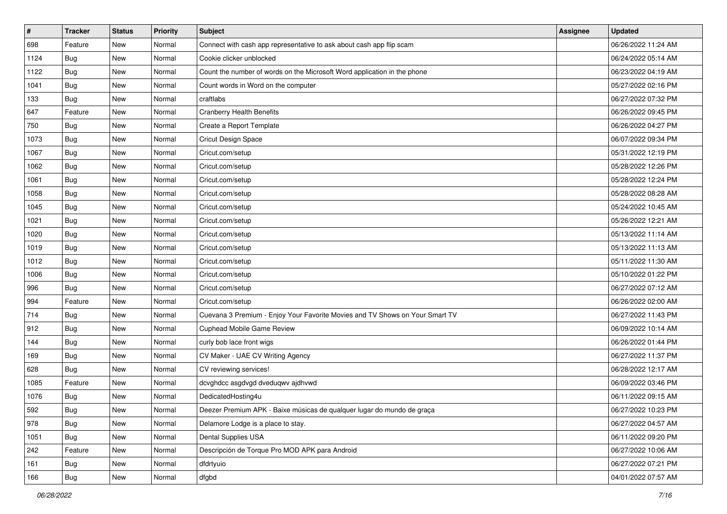| # | Tracker | Status | Priority | Subject | Assignee | Updated |
|---|---|---|---|---|---|---|
| 698 | Feature | New | Normal | Connect with cash app representative to ask about cash app flip scam | | 06/26/2022 11:24 AM |
| 1124 | Bug | New | Normal | Cookie clicker unblocked | | 06/24/2022 05:14 AM |
| 1122 | Bug | New | Normal | Count the number of words on the Microsoft Word application in the phone | | 06/23/2022 04:19 AM |
| 1041 | Bug | New | Normal | Count words in Word on the computer | | 05/27/2022 02:16 PM |
| 133 | Bug | New | Normal | craftlabs | | 06/27/2022 07:32 PM |
| 647 | Feature | New | Normal | Cranberry Health Benefits | | 06/26/2022 09:45 PM |
| 750 | Bug | New | Normal | Create a Report Template | | 06/26/2022 04:27 PM |
| 1073 | Bug | New | Normal | Cricut Design Space | | 06/07/2022 09:34 PM |
| 1067 | Bug | New | Normal | Cricut.com/setup | | 05/31/2022 12:19 PM |
| 1062 | Bug | New | Normal | Cricut.com/setup | | 05/28/2022 12:26 PM |
| 1061 | Bug | New | Normal | Cricut.com/setup | | 05/28/2022 12:24 PM |
| 1058 | Bug | New | Normal | Cricut.com/setup | | 05/28/2022 08:28 AM |
| 1045 | Bug | New | Normal | Cricut.com/setup | | 05/24/2022 10:45 AM |
| 1021 | Bug | New | Normal | Cricut.com/setup | | 05/26/2022 12:21 AM |
| 1020 | Bug | New | Normal | Cricut.com/setup | | 05/13/2022 11:14 AM |
| 1019 | Bug | New | Normal | Cricut.com/setup | | 05/13/2022 11:13 AM |
| 1012 | Bug | New | Normal | Cricut.com/setup | | 05/11/2022 11:30 AM |
| 1006 | Bug | New | Normal | Cricut.com/setup | | 05/10/2022 01:22 PM |
| 996 | Bug | New | Normal | Cricut.com/setup | | 06/27/2022 07:12 AM |
| 994 | Feature | New | Normal | Cricut.com/setup | | 06/26/2022 02:00 AM |
| 714 | Bug | New | Normal | Cuevana 3 Premium - Enjoy Your Favorite Movies and TV Shows on Your Smart TV | | 06/27/2022 11:43 PM |
| 912 | Bug | New | Normal | Cuphead Mobile Game Review | | 06/09/2022 10:14 AM |
| 144 | Bug | New | Normal | curly bob lace front wigs | | 06/26/2022 01:44 PM |
| 169 | Bug | New | Normal | CV Maker - UAE CV Writing Agency | | 06/27/2022 11:37 PM |
| 628 | Bug | New | Normal | CV reviewing services! | | 06/28/2022 12:17 AM |
| 1085 | Feature | New | Normal | dcvghdcc asgdvgd dveduqwv ajdhvwd | | 06/09/2022 03:46 PM |
| 1076 | Bug | New | Normal | DedicatedHosting4u | | 06/11/2022 09:15 AM |
| 592 | Bug | New | Normal | Deezer Premium APK - Baixe músicas de qualquer lugar do mundo de graça | | 06/27/2022 10:23 PM |
| 978 | Bug | New | Normal | Delamore Lodge is a place to stay. | | 06/27/2022 04:57 AM |
| 1051 | Bug | New | Normal | Dental Supplies USA | | 06/11/2022 09:20 PM |
| 242 | Feature | New | Normal | Descripción de Torque Pro MOD APK para Android | | 06/27/2022 10:06 AM |
| 161 | Bug | New | Normal | dfdrtyuio | | 06/27/2022 07:21 PM |
| 166 | Bug | New | Normal | dfgbd | | 04/01/2022 07:57 AM |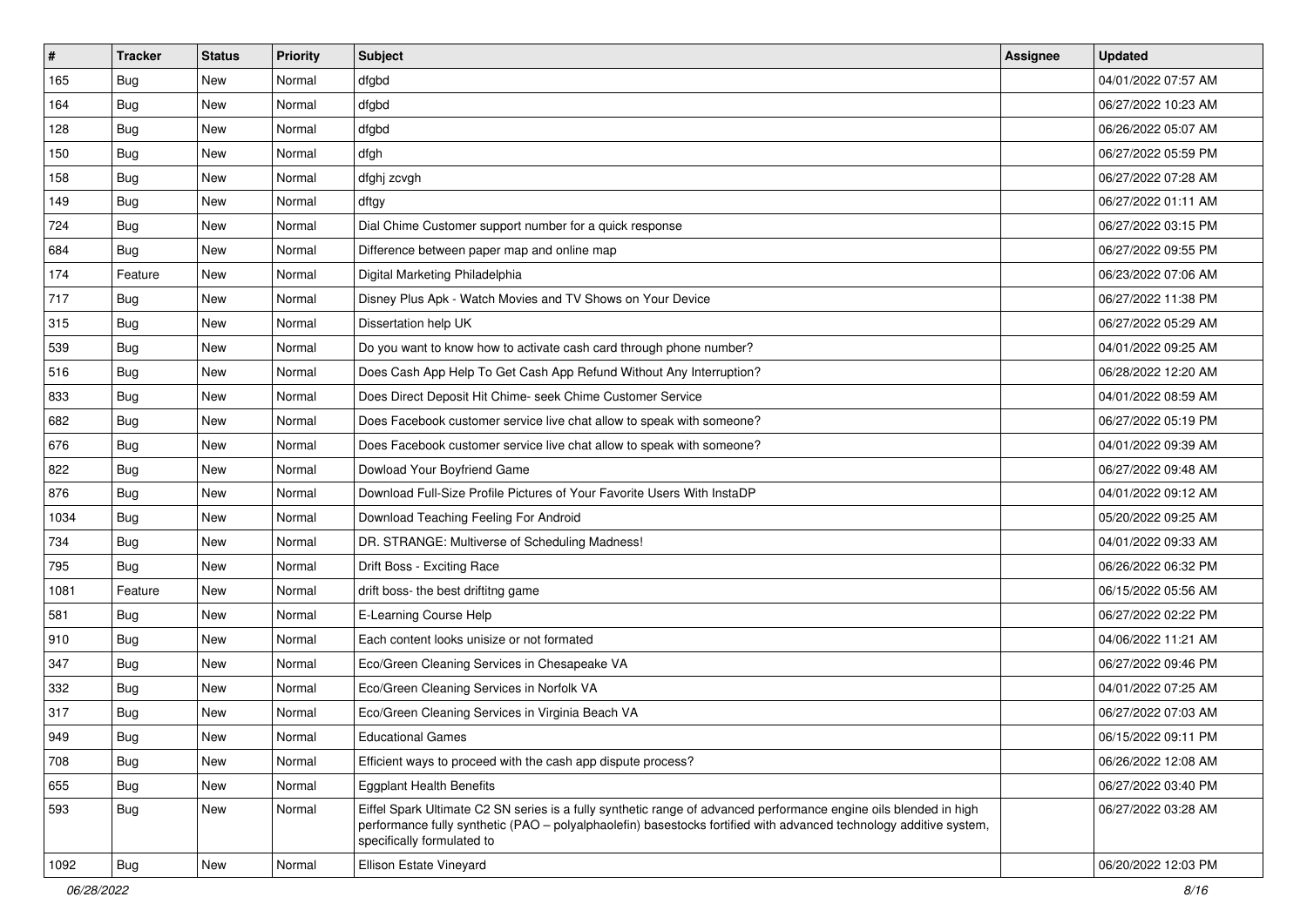| # | Tracker | Status | Priority | Subject | Assignee | Updated |
|---|---|---|---|---|---|---|
| 165 | Bug | New | Normal | dfgbd | | 04/01/2022 07:57 AM |
| 164 | Bug | New | Normal | dfgbd | | 06/27/2022 10:23 AM |
| 128 | Bug | New | Normal | dfgbd | | 06/26/2022 05:07 AM |
| 150 | Bug | New | Normal | dfgh | | 06/27/2022 05:59 PM |
| 158 | Bug | New | Normal | dfghj zcvgh | | 06/27/2022 07:28 AM |
| 149 | Bug | New | Normal | dftgy | | 06/27/2022 01:11 AM |
| 724 | Bug | New | Normal | Dial Chime Customer support number for a quick response | | 06/27/2022 03:15 PM |
| 684 | Bug | New | Normal | Difference between paper map and online map | | 06/27/2022 09:55 PM |
| 174 | Feature | New | Normal | Digital Marketing Philadelphia | | 06/23/2022 07:06 AM |
| 717 | Bug | New | Normal | Disney Plus Apk - Watch Movies and TV Shows on Your Device | | 06/27/2022 11:38 PM |
| 315 | Bug | New | Normal | Dissertation help UK | | 06/27/2022 05:29 AM |
| 539 | Bug | New | Normal | Do you want to know how to activate cash card through phone number? | | 04/01/2022 09:25 AM |
| 516 | Bug | New | Normal | Does Cash App Help To Get Cash App Refund Without Any Interruption? | | 06/28/2022 12:20 AM |
| 833 | Bug | New | Normal | Does Direct Deposit Hit Chime- seek Chime Customer Service | | 04/01/2022 08:59 AM |
| 682 | Bug | New | Normal | Does Facebook customer service live chat allow to speak with someone? | | 06/27/2022 05:19 PM |
| 676 | Bug | New | Normal | Does Facebook customer service live chat allow to speak with someone? | | 04/01/2022 09:39 AM |
| 822 | Bug | New | Normal | Dowload Your Boyfriend Game | | 06/27/2022 09:48 AM |
| 876 | Bug | New | Normal | Download Full-Size Profile Pictures of Your Favorite Users With InstaDP | | 04/01/2022 09:12 AM |
| 1034 | Bug | New | Normal | Download Teaching Feeling For Android | | 05/20/2022 09:25 AM |
| 734 | Bug | New | Normal | DR. STRANGE: Multiverse of Scheduling Madness! | | 04/01/2022 09:33 AM |
| 795 | Bug | New | Normal | Drift Boss - Exciting Race | | 06/26/2022 06:32 PM |
| 1081 | Feature | New | Normal | drift boss- the best driftitng game | | 06/15/2022 05:56 AM |
| 581 | Bug | New | Normal | E-Learning Course Help | | 06/27/2022 02:22 PM |
| 910 | Bug | New | Normal | Each content looks unisize or not formated | | 04/06/2022 11:21 AM |
| 347 | Bug | New | Normal | Eco/Green Cleaning Services in Chesapeake VA | | 06/27/2022 09:46 PM |
| 332 | Bug | New | Normal | Eco/Green Cleaning Services in Norfolk VA | | 04/01/2022 07:25 AM |
| 317 | Bug | New | Normal | Eco/Green Cleaning Services in Virginia Beach VA | | 06/27/2022 07:03 AM |
| 949 | Bug | New | Normal | Educational Games | | 06/15/2022 09:11 PM |
| 708 | Bug | New | Normal | Efficient ways to proceed with the cash app dispute process? | | 06/26/2022 12:08 AM |
| 655 | Bug | New | Normal | Eggplant Health Benefits | | 06/27/2022 03:40 PM |
| 593 | Bug | New | Normal | Eiffel Spark Ultimate C2 SN series is a fully synthetic range of advanced performance engine oils blended in high performance fully synthetic (PAO – polyalphaolefin) basestocks fortified with advanced technology additive system, specifically formulated to | | 06/27/2022 03:28 AM |
| 1092 | Bug | New | Normal | Ellison Estate Vineyard | | 06/20/2022 12:03 PM |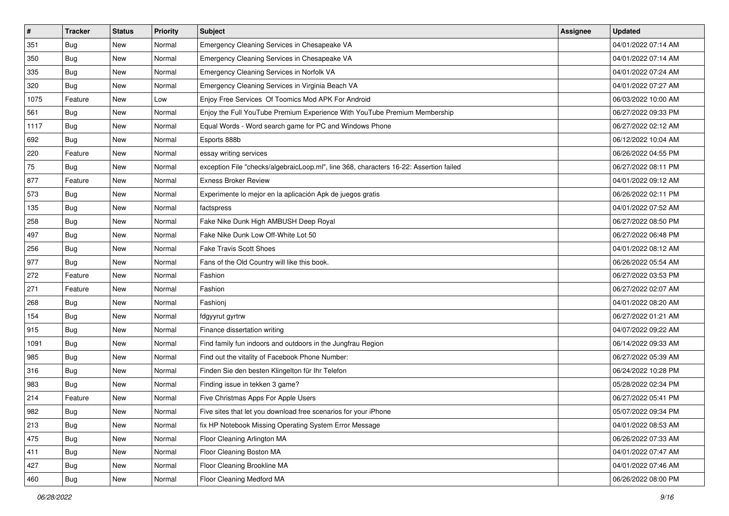| # | Tracker | Status | Priority | Subject | Assignee | Updated |
| --- | --- | --- | --- | --- | --- | --- |
| 351 | Bug | New | Normal | Emergency Cleaning Services in Chesapeake VA | | 04/01/2022 07:14 AM |
| 350 | Bug | New | Normal | Emergency Cleaning Services in Chesapeake VA | | 04/01/2022 07:14 AM |
| 335 | Bug | New | Normal | Emergency Cleaning Services in Norfolk VA | | 04/01/2022 07:24 AM |
| 320 | Bug | New | Normal | Emergency Cleaning Services in Virginia Beach VA | | 04/01/2022 07:27 AM |
| 1075 | Feature | New | Low | Enjoy Free Services Of Toomics Mod APK For Android | | 06/03/2022 10:00 AM |
| 561 | Bug | New | Normal | Enjoy the Full YouTube Premium Experience With YouTube Premium Membership | | 06/27/2022 09:33 PM |
| 1117 | Bug | New | Normal | Equal Words - Word search game for PC and Windows Phone | | 06/27/2022 02:12 AM |
| 692 | Bug | New | Normal | Esports 888b | | 06/12/2022 10:04 AM |
| 220 | Feature | New | Normal | essay writing services | | 06/26/2022 04:55 PM |
| 75 | Bug | New | Normal | exception File "checks/algebraicLoop.ml", line 368, characters 16-22: Assertion failed | | 06/27/2022 08:11 PM |
| 877 | Feature | New | Normal | Exness Broker Review | | 04/01/2022 09:12 AM |
| 573 | Bug | New | Normal | Experimente lo mejor en la aplicación Apk de juegos gratis | | 06/26/2022 02:11 PM |
| 135 | Bug | New | Normal | factspress | | 04/01/2022 07:52 AM |
| 258 | Bug | New | Normal | Fake Nike Dunk High AMBUSH Deep Royal | | 06/27/2022 08:50 PM |
| 497 | Bug | New | Normal | Fake Nike Dunk Low Off-White Lot 50 | | 06/27/2022 06:48 PM |
| 256 | Bug | New | Normal | Fake Travis Scott Shoes | | 04/01/2022 08:12 AM |
| 977 | Bug | New | Normal | Fans of the Old Country will like this book. | | 06/26/2022 05:54 AM |
| 272 | Feature | New | Normal | Fashion | | 06/27/2022 03:53 PM |
| 271 | Feature | New | Normal | Fashion | | 06/27/2022 02:07 AM |
| 268 | Bug | New | Normal | Fashionj | | 04/01/2022 08:20 AM |
| 154 | Bug | New | Normal | fdgyyrut gyrtrw | | 06/27/2022 01:21 AM |
| 915 | Bug | New | Normal | Finance dissertation writing | | 04/07/2022 09:22 AM |
| 1091 | Bug | New | Normal | Find family fun indoors and outdoors in the Jungfrau Region | | 06/14/2022 09:33 AM |
| 985 | Bug | New | Normal | Find out the vitality of Facebook Phone Number: | | 06/27/2022 05:39 AM |
| 316 | Bug | New | Normal | Finden Sie den besten Klingelton für Ihr Telefon | | 06/24/2022 10:28 PM |
| 983 | Bug | New | Normal | Finding issue in tekken 3 game? | | 05/28/2022 02:34 PM |
| 214 | Feature | New | Normal | Five Christmas Apps For Apple Users | | 06/27/2022 05:41 PM |
| 982 | Bug | New | Normal | Five sites that let you download free scenarios for your iPhone | | 05/07/2022 09:34 PM |
| 213 | Bug | New | Normal | fix HP Notebook Missing Operating System Error Message | | 04/01/2022 08:53 AM |
| 475 | Bug | New | Normal | Floor Cleaning Arlington MA | | 06/26/2022 07:33 AM |
| 411 | Bug | New | Normal | Floor Cleaning Boston MA | | 04/01/2022 07:47 AM |
| 427 | Bug | New | Normal | Floor Cleaning Brookline MA | | 04/01/2022 07:46 AM |
| 460 | Bug | New | Normal | Floor Cleaning Medford MA | | 06/26/2022 08:00 PM |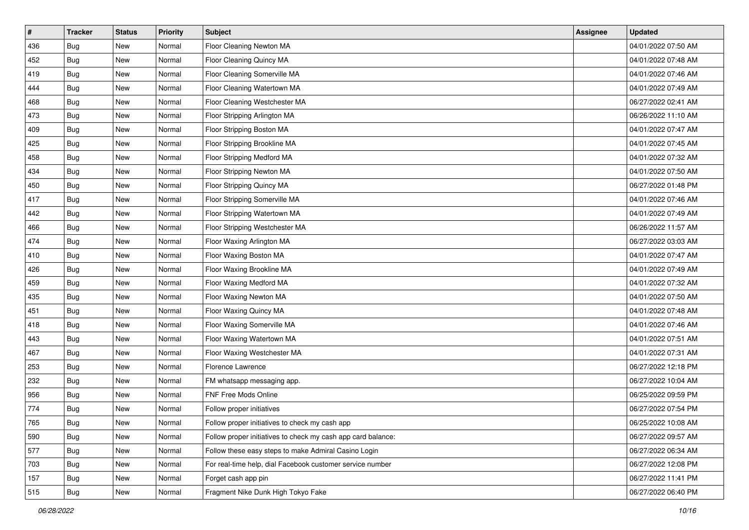| # | Tracker | Status | Priority | Subject | Assignee | Updated |
| --- | --- | --- | --- | --- | --- | --- |
| 436 | Bug | New | Normal | Floor Cleaning Newton MA | | 04/01/2022 07:50 AM |
| 452 | Bug | New | Normal | Floor Cleaning Quincy MA | | 04/01/2022 07:48 AM |
| 419 | Bug | New | Normal | Floor Cleaning Somerville MA | | 04/01/2022 07:46 AM |
| 444 | Bug | New | Normal | Floor Cleaning Watertown MA | | 04/01/2022 07:49 AM |
| 468 | Bug | New | Normal | Floor Cleaning Westchester MA | | 06/27/2022 02:41 AM |
| 473 | Bug | New | Normal | Floor Stripping Arlington MA | | 06/26/2022 11:10 AM |
| 409 | Bug | New | Normal | Floor Stripping Boston MA | | 04/01/2022 07:47 AM |
| 425 | Bug | New | Normal | Floor Stripping Brookline MA | | 04/01/2022 07:45 AM |
| 458 | Bug | New | Normal | Floor Stripping Medford MA | | 04/01/2022 07:32 AM |
| 434 | Bug | New | Normal | Floor Stripping Newton MA | | 04/01/2022 07:50 AM |
| 450 | Bug | New | Normal | Floor Stripping Quincy MA | | 06/27/2022 01:48 PM |
| 417 | Bug | New | Normal | Floor Stripping Somerville MA | | 04/01/2022 07:46 AM |
| 442 | Bug | New | Normal | Floor Stripping Watertown MA | | 04/01/2022 07:49 AM |
| 466 | Bug | New | Normal | Floor Stripping Westchester MA | | 06/26/2022 11:57 AM |
| 474 | Bug | New | Normal | Floor Waxing Arlington MA | | 06/27/2022 03:03 AM |
| 410 | Bug | New | Normal | Floor Waxing Boston MA | | 04/01/2022 07:47 AM |
| 426 | Bug | New | Normal | Floor Waxing Brookline MA | | 04/01/2022 07:49 AM |
| 459 | Bug | New | Normal | Floor Waxing Medford MA | | 04/01/2022 07:32 AM |
| 435 | Bug | New | Normal | Floor Waxing Newton MA | | 04/01/2022 07:50 AM |
| 451 | Bug | New | Normal | Floor Waxing Quincy MA | | 04/01/2022 07:48 AM |
| 418 | Bug | New | Normal | Floor Waxing Somerville MA | | 04/01/2022 07:46 AM |
| 443 | Bug | New | Normal | Floor Waxing Watertown MA | | 04/01/2022 07:51 AM |
| 467 | Bug | New | Normal | Floor Waxing Westchester MA | | 04/01/2022 07:31 AM |
| 253 | Bug | New | Normal | Florence Lawrence | | 06/27/2022 12:18 PM |
| 232 | Bug | New | Normal | FM whatsapp messaging app. | | 06/27/2022 10:04 AM |
| 956 | Bug | New | Normal | FNF Free Mods Online | | 06/25/2022 09:59 PM |
| 774 | Bug | New | Normal | Follow proper initiatives | | 06/27/2022 07:54 PM |
| 765 | Bug | New | Normal | Follow proper initiatives to check my cash app | | 06/25/2022 10:08 AM |
| 590 | Bug | New | Normal | Follow proper initiatives to check my cash app card balance: | | 06/27/2022 09:57 AM |
| 577 | Bug | New | Normal | Follow these easy steps to make Admiral Casino Login | | 06/27/2022 06:34 AM |
| 703 | Bug | New | Normal | For real-time help, dial Facebook customer service number | | 06/27/2022 12:08 PM |
| 157 | Bug | New | Normal | Forget cash app pin | | 06/27/2022 11:41 PM |
| 515 | Bug | New | Normal | Fragment Nike Dunk High Tokyo Fake | | 06/27/2022 06:40 PM |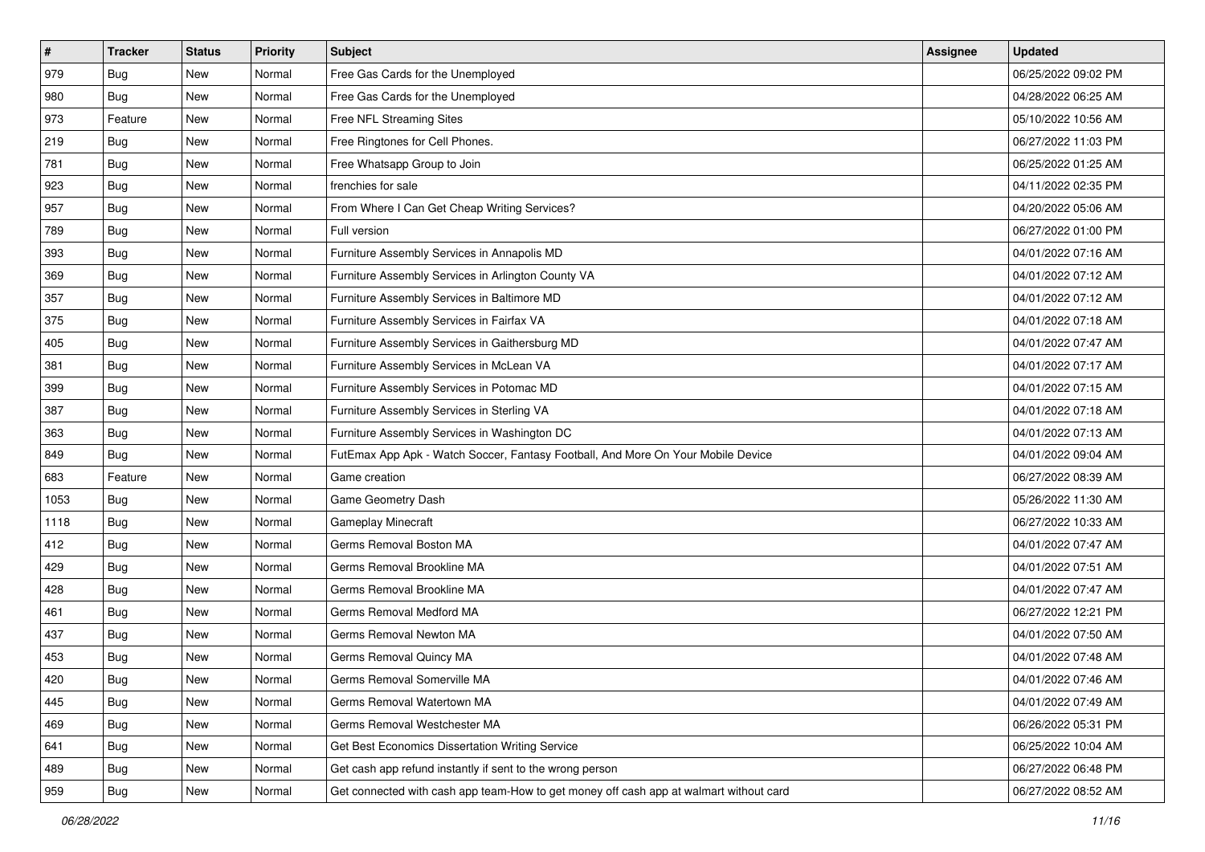| # | Tracker | Status | Priority | Subject | Assignee | Updated |
|---|---|---|---|---|---|---|
| 979 | Bug | New | Normal | Free Gas Cards for the Unemployed | | 06/25/2022 09:02 PM |
| 980 | Bug | New | Normal | Free Gas Cards for the Unemployed | | 04/28/2022 06:25 AM |
| 973 | Feature | New | Normal | Free NFL Streaming Sites | | 05/10/2022 10:56 AM |
| 219 | Bug | New | Normal | Free Ringtones for Cell Phones. | | 06/27/2022 11:03 PM |
| 781 | Bug | New | Normal | Free Whatsapp Group to Join | | 06/25/2022 01:25 AM |
| 923 | Bug | New | Normal | frenchies for sale | | 04/11/2022 02:35 PM |
| 957 | Bug | New | Normal | From Where I Can Get Cheap Writing Services? | | 04/20/2022 05:06 AM |
| 789 | Bug | New | Normal | Full version | | 06/27/2022 01:00 PM |
| 393 | Bug | New | Normal | Furniture Assembly Services in Annapolis MD | | 04/01/2022 07:16 AM |
| 369 | Bug | New | Normal | Furniture Assembly Services in Arlington County VA | | 04/01/2022 07:12 AM |
| 357 | Bug | New | Normal | Furniture Assembly Services in Baltimore MD | | 04/01/2022 07:12 AM |
| 375 | Bug | New | Normal | Furniture Assembly Services in Fairfax VA | | 04/01/2022 07:18 AM |
| 405 | Bug | New | Normal | Furniture Assembly Services in Gaithersburg MD | | 04/01/2022 07:47 AM |
| 381 | Bug | New | Normal | Furniture Assembly Services in McLean VA | | 04/01/2022 07:17 AM |
| 399 | Bug | New | Normal | Furniture Assembly Services in Potomac MD | | 04/01/2022 07:15 AM |
| 387 | Bug | New | Normal | Furniture Assembly Services in Sterling VA | | 04/01/2022 07:18 AM |
| 363 | Bug | New | Normal | Furniture Assembly Services in Washington DC | | 04/01/2022 07:13 AM |
| 849 | Bug | New | Normal | FutEmax App Apk - Watch Soccer, Fantasy Football, And More On Your Mobile Device | | 04/01/2022 09:04 AM |
| 683 | Feature | New | Normal | Game creation | | 06/27/2022 08:39 AM |
| 1053 | Bug | New | Normal | Game Geometry Dash | | 05/26/2022 11:30 AM |
| 1118 | Bug | New | Normal | Gameplay Minecraft | | 06/27/2022 10:33 AM |
| 412 | Bug | New | Normal | Germs Removal Boston MA | | 04/01/2022 07:47 AM |
| 429 | Bug | New | Normal | Germs Removal Brookline MA | | 04/01/2022 07:51 AM |
| 428 | Bug | New | Normal | Germs Removal Brookline MA | | 04/01/2022 07:47 AM |
| 461 | Bug | New | Normal | Germs Removal Medford MA | | 06/27/2022 12:21 PM |
| 437 | Bug | New | Normal | Germs Removal Newton MA | | 04/01/2022 07:50 AM |
| 453 | Bug | New | Normal | Germs Removal Quincy MA | | 04/01/2022 07:48 AM |
| 420 | Bug | New | Normal | Germs Removal Somerville MA | | 04/01/2022 07:46 AM |
| 445 | Bug | New | Normal | Germs Removal Watertown MA | | 04/01/2022 07:49 AM |
| 469 | Bug | New | Normal | Germs Removal Westchester MA | | 06/26/2022 05:31 PM |
| 641 | Bug | New | Normal | Get Best Economics Dissertation Writing Service | | 06/25/2022 10:04 AM |
| 489 | Bug | New | Normal | Get cash app refund instantly if sent to the wrong person | | 06/27/2022 06:48 PM |
| 959 | Bug | New | Normal | Get connected with cash app team-How to get money off cash app at walmart without card | | 06/27/2022 08:52 AM |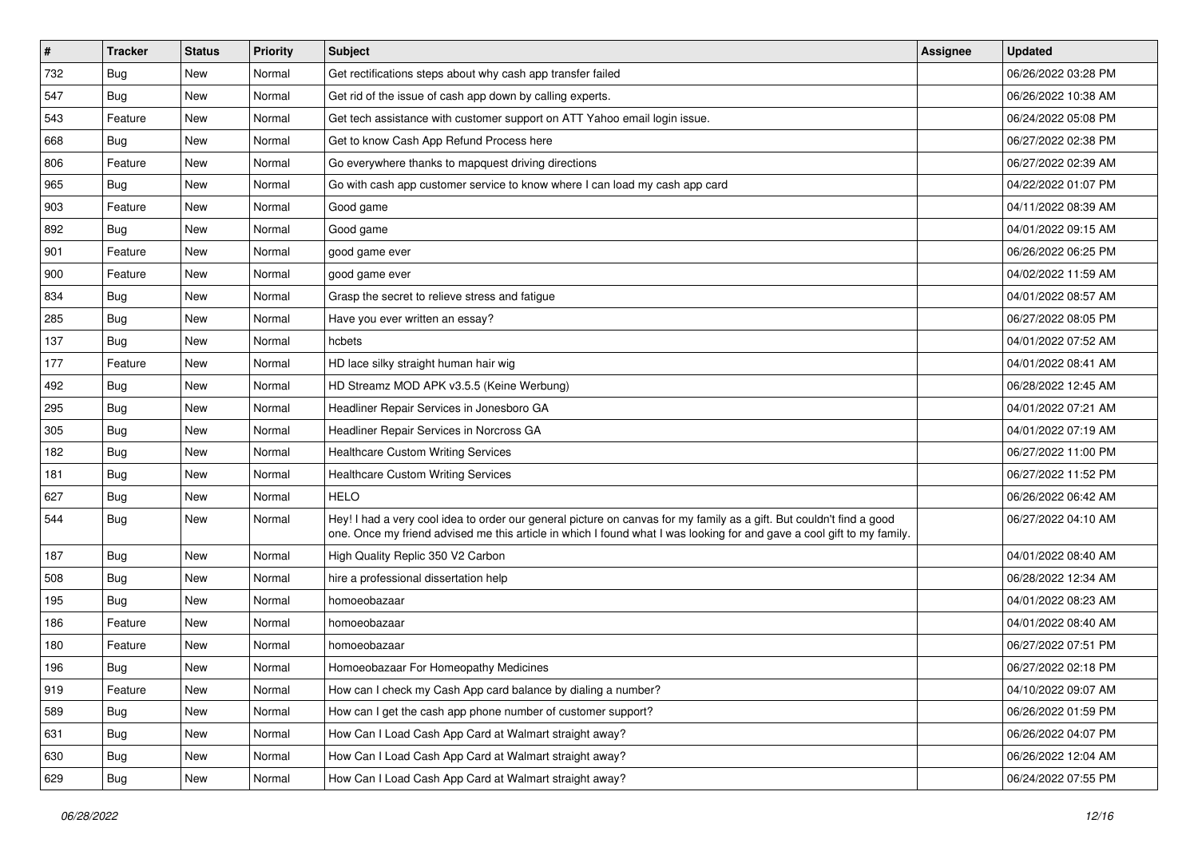| # | Tracker | Status | Priority | Subject | Assignee | Updated |
|---|---|---|---|---|---|---|
| 732 | Bug | New | Normal | Get rectifications steps about why cash app transfer failed | | 06/26/2022 03:28 PM |
| 547 | Bug | New | Normal | Get rid of the issue of cash app down by calling experts. | | 06/26/2022 10:38 AM |
| 543 | Feature | New | Normal | Get tech assistance with customer support on ATT Yahoo email login issue. | | 06/24/2022 05:08 PM |
| 668 | Bug | New | Normal | Get to know Cash App Refund Process here | | 06/27/2022 02:38 PM |
| 806 | Feature | New | Normal | Go everywhere thanks to mapquest driving directions | | 06/27/2022 02:39 AM |
| 965 | Bug | New | Normal | Go with cash app customer service to know where I can load my cash app card | | 04/22/2022 01:07 PM |
| 903 | Feature | New | Normal | Good game | | 04/11/2022 08:39 AM |
| 892 | Bug | New | Normal | Good game | | 04/01/2022 09:15 AM |
| 901 | Feature | New | Normal | good game ever | | 06/26/2022 06:25 PM |
| 900 | Feature | New | Normal | good game ever | | 04/02/2022 11:59 AM |
| 834 | Bug | New | Normal | Grasp the secret to relieve stress and fatigue | | 04/01/2022 08:57 AM |
| 285 | Bug | New | Normal | Have you ever written an essay? | | 06/27/2022 08:05 PM |
| 137 | Bug | New | Normal | hcbets | | 04/01/2022 07:52 AM |
| 177 | Feature | New | Normal | HD lace silky straight human hair wig | | 04/01/2022 08:41 AM |
| 492 | Bug | New | Normal | HD Streamz MOD APK v3.5.5 (Keine Werbung) | | 06/28/2022 12:45 AM |
| 295 | Bug | New | Normal | Headliner Repair Services in Jonesboro GA | | 04/01/2022 07:21 AM |
| 305 | Bug | New | Normal | Headliner Repair Services in Norcross GA | | 04/01/2022 07:19 AM |
| 182 | Bug | New | Normal | Healthcare Custom Writing Services | | 06/27/2022 11:00 PM |
| 181 | Bug | New | Normal | Healthcare Custom Writing Services | | 06/27/2022 11:52 PM |
| 627 | Bug | New | Normal | HELO | | 06/26/2022 06:42 AM |
| 544 | Bug | New | Normal | Hey! I had a very cool idea to order our general picture on canvas for my family as a gift. But couldn't find a good one. Once my friend advised me this article in which I found what I was looking for and gave a cool gift to my family. | | 06/27/2022 04:10 AM |
| 187 | Bug | New | Normal | High Quality Replic 350 V2 Carbon | | 04/01/2022 08:40 AM |
| 508 | Bug | New | Normal | hire a professional dissertation help | | 06/28/2022 12:34 AM |
| 195 | Bug | New | Normal | homoeobazaar | | 04/01/2022 08:23 AM |
| 186 | Feature | New | Normal | homoeobazaar | | 04/01/2022 08:40 AM |
| 180 | Feature | New | Normal | homoeobazaar | | 06/27/2022 07:51 PM |
| 196 | Bug | New | Normal | Homoeobazaar For Homeopathy Medicines | | 06/27/2022 02:18 PM |
| 919 | Feature | New | Normal | How can I check my Cash App card balance by dialing a number? | | 04/10/2022 09:07 AM |
| 589 | Bug | New | Normal | How can I get the cash app phone number of customer support? | | 06/26/2022 01:59 PM |
| 631 | Bug | New | Normal | How Can I Load Cash App Card at Walmart straight away? | | 06/26/2022 04:07 PM |
| 630 | Bug | New | Normal | How Can I Load Cash App Card at Walmart straight away? | | 06/26/2022 12:04 AM |
| 629 | Bug | New | Normal | How Can I Load Cash App Card at Walmart straight away? | | 06/24/2022 07:55 PM |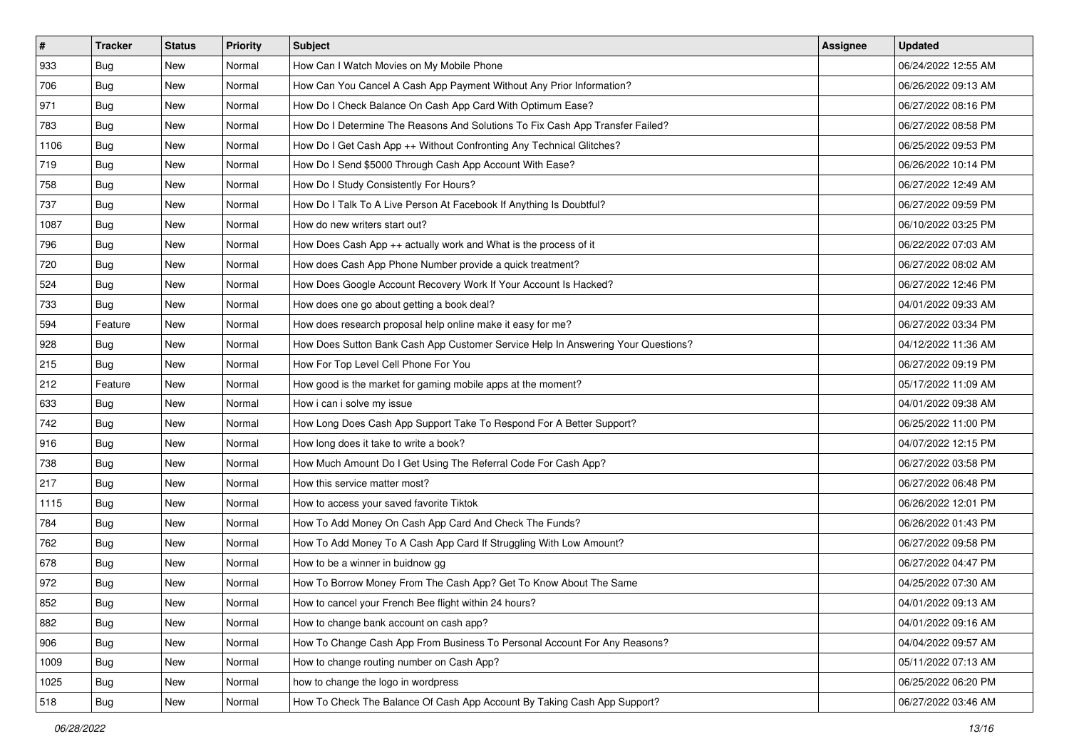| # | Tracker | Status | Priority | Subject | Assignee | Updated |
|---|---|---|---|---|---|---|
| 933 | Bug | New | Normal | How Can I Watch Movies on My Mobile Phone | | 06/24/2022 12:55 AM |
| 706 | Bug | New | Normal | How Can You Cancel A Cash App Payment Without Any Prior Information? | | 06/26/2022 09:13 AM |
| 971 | Bug | New | Normal | How Do I Check Balance On Cash App Card With Optimum Ease? | | 06/27/2022 08:16 PM |
| 783 | Bug | New | Normal | How Do I Determine The Reasons And Solutions To Fix Cash App Transfer Failed? | | 06/27/2022 08:58 PM |
| 1106 | Bug | New | Normal | How Do I Get Cash App ++ Without Confronting Any Technical Glitches? | | 06/25/2022 09:53 PM |
| 719 | Bug | New | Normal | How Do I Send $5000 Through Cash App Account With Ease? | | 06/26/2022 10:14 PM |
| 758 | Bug | New | Normal | How Do I Study Consistently For Hours? | | 06/27/2022 12:49 AM |
| 737 | Bug | New | Normal | How Do I Talk To A Live Person At Facebook If Anything Is Doubtful? | | 06/27/2022 09:59 PM |
| 1087 | Bug | New | Normal | How do new writers start out? | | 06/10/2022 03:25 PM |
| 796 | Bug | New | Normal | How Does Cash App ++ actually work and What is the process of it | | 06/22/2022 07:03 AM |
| 720 | Bug | New | Normal | How does Cash App Phone Number provide a quick treatment? | | 06/27/2022 08:02 AM |
| 524 | Bug | New | Normal | How Does Google Account Recovery Work If Your Account Is Hacked? | | 06/27/2022 12:46 PM |
| 733 | Bug | New | Normal | How does one go about getting a book deal? | | 04/01/2022 09:33 AM |
| 594 | Feature | New | Normal | How does research proposal help online make it easy for me? | | 06/27/2022 03:34 PM |
| 928 | Bug | New | Normal | How Does Sutton Bank Cash App Customer Service Help In Answering Your Questions? | | 04/12/2022 11:36 AM |
| 215 | Bug | New | Normal | How For Top Level Cell Phone For You | | 06/27/2022 09:19 PM |
| 212 | Feature | New | Normal | How good is the market for gaming mobile apps at the moment? | | 05/17/2022 11:09 AM |
| 633 | Bug | New | Normal | How i can i solve my issue | | 04/01/2022 09:38 AM |
| 742 | Bug | New | Normal | How Long Does Cash App Support Take To Respond For A Better Support? | | 06/25/2022 11:00 PM |
| 916 | Bug | New | Normal | How long does it take to write a book? | | 04/07/2022 12:15 PM |
| 738 | Bug | New | Normal | How Much Amount Do I Get Using The Referral Code For Cash App? | | 06/27/2022 03:58 PM |
| 217 | Bug | New | Normal | How this service matter most? | | 06/27/2022 06:48 PM |
| 1115 | Bug | New | Normal | How to access your saved favorite Tiktok | | 06/26/2022 12:01 PM |
| 784 | Bug | New | Normal | How To Add Money On Cash App Card And Check The Funds? | | 06/26/2022 01:43 PM |
| 762 | Bug | New | Normal | How To Add Money To A Cash App Card If Struggling With Low Amount? | | 06/27/2022 09:58 PM |
| 678 | Bug | New | Normal | How to be a winner in buidnow gg | | 06/27/2022 04:47 PM |
| 972 | Bug | New | Normal | How To Borrow Money From The Cash App? Get To Know About The Same | | 04/25/2022 07:30 AM |
| 852 | Bug | New | Normal | How to cancel your French Bee flight within 24 hours? | | 04/01/2022 09:13 AM |
| 882 | Bug | New | Normal | How to change bank account on cash app? | | 04/01/2022 09:16 AM |
| 906 | Bug | New | Normal | How To Change Cash App From Business To Personal Account For Any Reasons? | | 04/04/2022 09:57 AM |
| 1009 | Bug | New | Normal | How to change routing number on Cash App? | | 05/11/2022 07:13 AM |
| 1025 | Bug | New | Normal | how to change the logo in wordpress | | 06/25/2022 06:20 PM |
| 518 | Bug | New | Normal | How To Check The Balance Of Cash App Account By Taking Cash App Support? | | 06/27/2022 03:46 AM |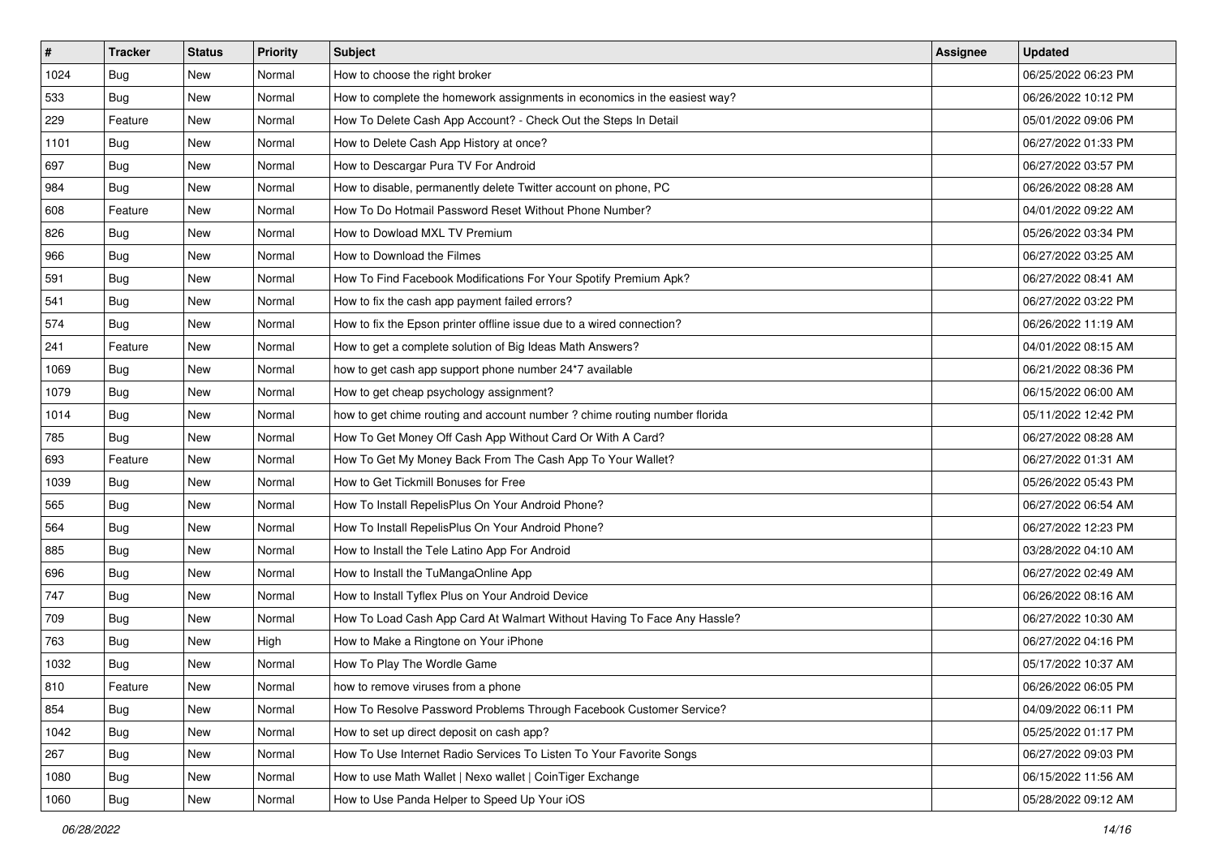| # | Tracker | Status | Priority | Subject | Assignee | Updated |
|---|---|---|---|---|---|---|
| 1024 | Bug | New | Normal | How to choose the right broker | | 06/25/2022 06:23 PM |
| 533 | Bug | New | Normal | How to complete the homework assignments in economics in the easiest way? | | 06/26/2022 10:12 PM |
| 229 | Feature | New | Normal | How To Delete Cash App Account? - Check Out the Steps In Detail | | 05/01/2022 09:06 PM |
| 1101 | Bug | New | Normal | How to Delete Cash App History at once? | | 06/27/2022 01:33 PM |
| 697 | Bug | New | Normal | How to Descargar Pura TV For Android | | 06/27/2022 03:57 PM |
| 984 | Bug | New | Normal | How to disable, permanently delete Twitter account on phone, PC | | 06/26/2022 08:28 AM |
| 608 | Feature | New | Normal | How To Do Hotmail Password Reset Without Phone Number? | | 04/01/2022 09:22 AM |
| 826 | Bug | New | Normal | How to Dowload MXL TV Premium | | 05/26/2022 03:34 PM |
| 966 | Bug | New | Normal | How to Download the Filmes | | 06/27/2022 03:25 AM |
| 591 | Bug | New | Normal | How To Find Facebook Modifications For Your Spotify Premium Apk? | | 06/27/2022 08:41 AM |
| 541 | Bug | New | Normal | How to fix the cash app payment failed errors? | | 06/27/2022 03:22 PM |
| 574 | Bug | New | Normal | How to fix the Epson printer offline issue due to a wired connection? | | 06/26/2022 11:19 AM |
| 241 | Feature | New | Normal | How to get a complete solution of Big Ideas Math Answers? | | 04/01/2022 08:15 AM |
| 1069 | Bug | New | Normal | how to get cash app support phone number 24*7 available | | 06/21/2022 08:36 PM |
| 1079 | Bug | New | Normal | How to get cheap psychology assignment? | | 06/15/2022 06:00 AM |
| 1014 | Bug | New | Normal | how to get chime routing and account number ? chime routing number florida | | 05/11/2022 12:42 PM |
| 785 | Bug | New | Normal | How To Get Money Off Cash App Without Card Or With A Card? | | 06/27/2022 08:28 AM |
| 693 | Feature | New | Normal | How To Get My Money Back From The Cash App To Your Wallet? | | 06/27/2022 01:31 AM |
| 1039 | Bug | New | Normal | How to Get Tickmill Bonuses for Free | | 05/26/2022 05:43 PM |
| 565 | Bug | New | Normal | How To Install RepelisPlus On Your Android Phone? | | 06/27/2022 06:54 AM |
| 564 | Bug | New | Normal | How To Install RepelisPlus On Your Android Phone? | | 06/27/2022 12:23 PM |
| 885 | Bug | New | Normal | How to Install the Tele Latino App For Android | | 03/28/2022 04:10 AM |
| 696 | Bug | New | Normal | How to Install the TuMangaOnline App | | 06/27/2022 02:49 AM |
| 747 | Bug | New | Normal | How to Install Tyflex Plus on Your Android Device | | 06/26/2022 08:16 AM |
| 709 | Bug | New | Normal | How To Load Cash App Card At Walmart Without Having To Face Any Hassle? | | 06/27/2022 10:30 AM |
| 763 | Bug | New | High | How to Make a Ringtone on Your iPhone | | 06/27/2022 04:16 PM |
| 1032 | Bug | New | Normal | How To Play The Wordle Game | | 05/17/2022 10:37 AM |
| 810 | Feature | New | Normal | how to remove viruses from a phone | | 06/26/2022 06:05 PM |
| 854 | Bug | New | Normal | How To Resolve Password Problems Through Facebook Customer Service? | | 04/09/2022 06:11 PM |
| 1042 | Bug | New | Normal | How to set up direct deposit on cash app? | | 05/25/2022 01:17 PM |
| 267 | Bug | New | Normal | How To Use Internet Radio Services To Listen To Your Favorite Songs | | 06/27/2022 09:03 PM |
| 1080 | Bug | New | Normal | How to use Math Wallet \| Nexo wallet \| CoinTiger Exchange | | 06/15/2022 11:56 AM |
| 1060 | Bug | New | Normal | How to Use Panda Helper to Speed Up Your iOS | | 05/28/2022 09:12 AM |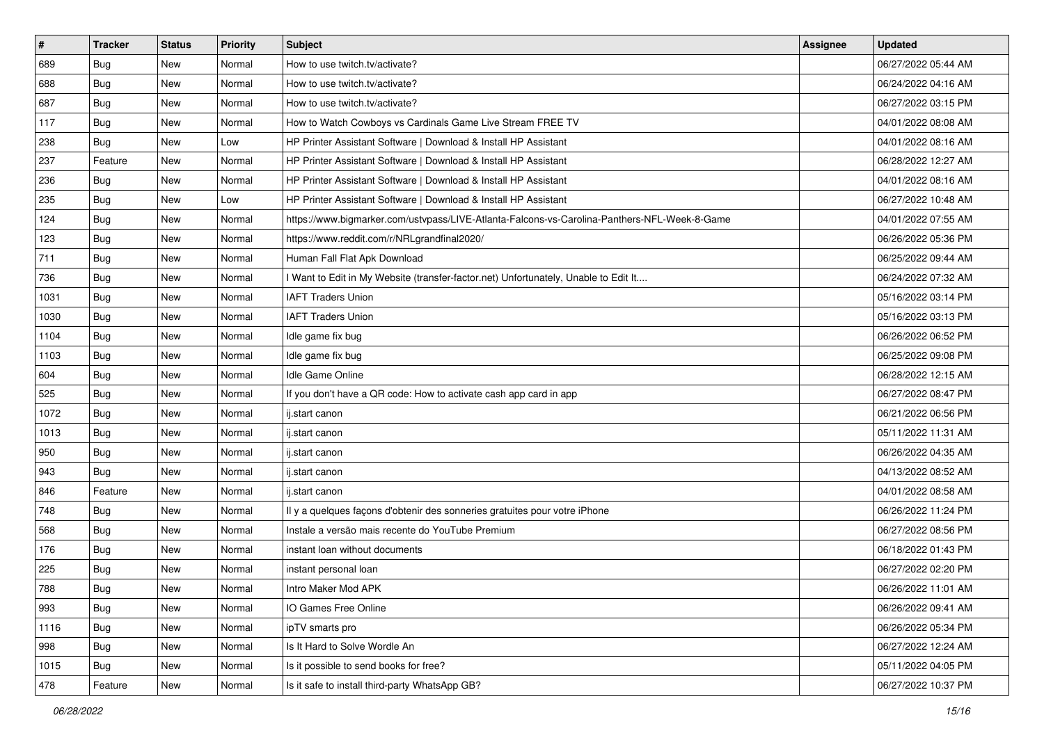| # | Tracker | Status | Priority | Subject | Assignee | Updated |
|---|---|---|---|---|---|---|
| 689 | Bug | New | Normal | How to use twitch.tv/activate? | | 06/27/2022 05:44 AM |
| 688 | Bug | New | Normal | How to use twitch.tv/activate? | | 06/24/2022 04:16 AM |
| 687 | Bug | New | Normal | How to use twitch.tv/activate? | | 06/27/2022 03:15 PM |
| 117 | Bug | New | Normal | How to Watch Cowboys vs Cardinals Game Live Stream FREE TV | | 04/01/2022 08:08 AM |
| 238 | Bug | New | Low | HP Printer Assistant Software \| Download & Install HP Assistant | | 04/01/2022 08:16 AM |
| 237 | Feature | New | Normal | HP Printer Assistant Software \| Download & Install HP Assistant | | 06/28/2022 12:27 AM |
| 236 | Bug | New | Normal | HP Printer Assistant Software \| Download & Install HP Assistant | | 04/01/2022 08:16 AM |
| 235 | Bug | New | Low | HP Printer Assistant Software \| Download & Install HP Assistant | | 06/27/2022 10:48 AM |
| 124 | Bug | New | Normal | https://www.bigmarker.com/ustvpass/LIVE-Atlanta-Falcons-vs-Carolina-Panthers-NFL-Week-8-Game | | 04/01/2022 07:55 AM |
| 123 | Bug | New | Normal | https://www.reddit.com/r/NRLgrandfinal2020/ | | 06/26/2022 05:36 PM |
| 711 | Bug | New | Normal | Human Fall Flat Apk Download | | 06/25/2022 09:44 AM |
| 736 | Bug | New | Normal | I Want to Edit in My Website (transfer-factor.net) Unfortunately, Unable to Edit It.... | | 06/24/2022 07:32 AM |
| 1031 | Bug | New | Normal | IAFT Traders Union | | 05/16/2022 03:14 PM |
| 1030 | Bug | New | Normal | IAFT Traders Union | | 05/16/2022 03:13 PM |
| 1104 | Bug | New | Normal | Idle game fix bug | | 06/26/2022 06:52 PM |
| 1103 | Bug | New | Normal | Idle game fix bug | | 06/25/2022 09:08 PM |
| 604 | Bug | New | Normal | Idle Game Online | | 06/28/2022 12:15 AM |
| 525 | Bug | New | Normal | If you don't have a QR code: How to activate cash app card in app | | 06/27/2022 08:47 PM |
| 1072 | Bug | New | Normal | ij.start canon | | 06/21/2022 06:56 PM |
| 1013 | Bug | New | Normal | ij.start canon | | 05/11/2022 11:31 AM |
| 950 | Bug | New | Normal | ij.start canon | | 06/26/2022 04:35 AM |
| 943 | Bug | New | Normal | ij.start canon | | 04/13/2022 08:52 AM |
| 846 | Feature | New | Normal | ij.start canon | | 04/01/2022 08:58 AM |
| 748 | Bug | New | Normal | Il y a quelques façons d'obtenir des sonneries gratuites pour votre iPhone | | 06/26/2022 11:24 PM |
| 568 | Bug | New | Normal | Instale a versão mais recente do YouTube Premium | | 06/27/2022 08:56 PM |
| 176 | Bug | New | Normal | instant loan without documents | | 06/18/2022 01:43 PM |
| 225 | Bug | New | Normal | instant personal loan | | 06/27/2022 02:20 PM |
| 788 | Bug | New | Normal | Intro Maker Mod APK | | 06/26/2022 11:01 AM |
| 993 | Bug | New | Normal | IO Games Free Online | | 06/26/2022 09:41 AM |
| 1116 | Bug | New | Normal | ipTV smarts pro | | 06/26/2022 05:34 PM |
| 998 | Bug | New | Normal | Is It Hard to Solve Wordle An | | 06/27/2022 12:24 AM |
| 1015 | Bug | New | Normal | Is it possible to send books for free? | | 05/11/2022 04:05 PM |
| 478 | Feature | New | Normal | Is it safe to install third-party WhatsApp GB? | | 06/27/2022 10:37 PM |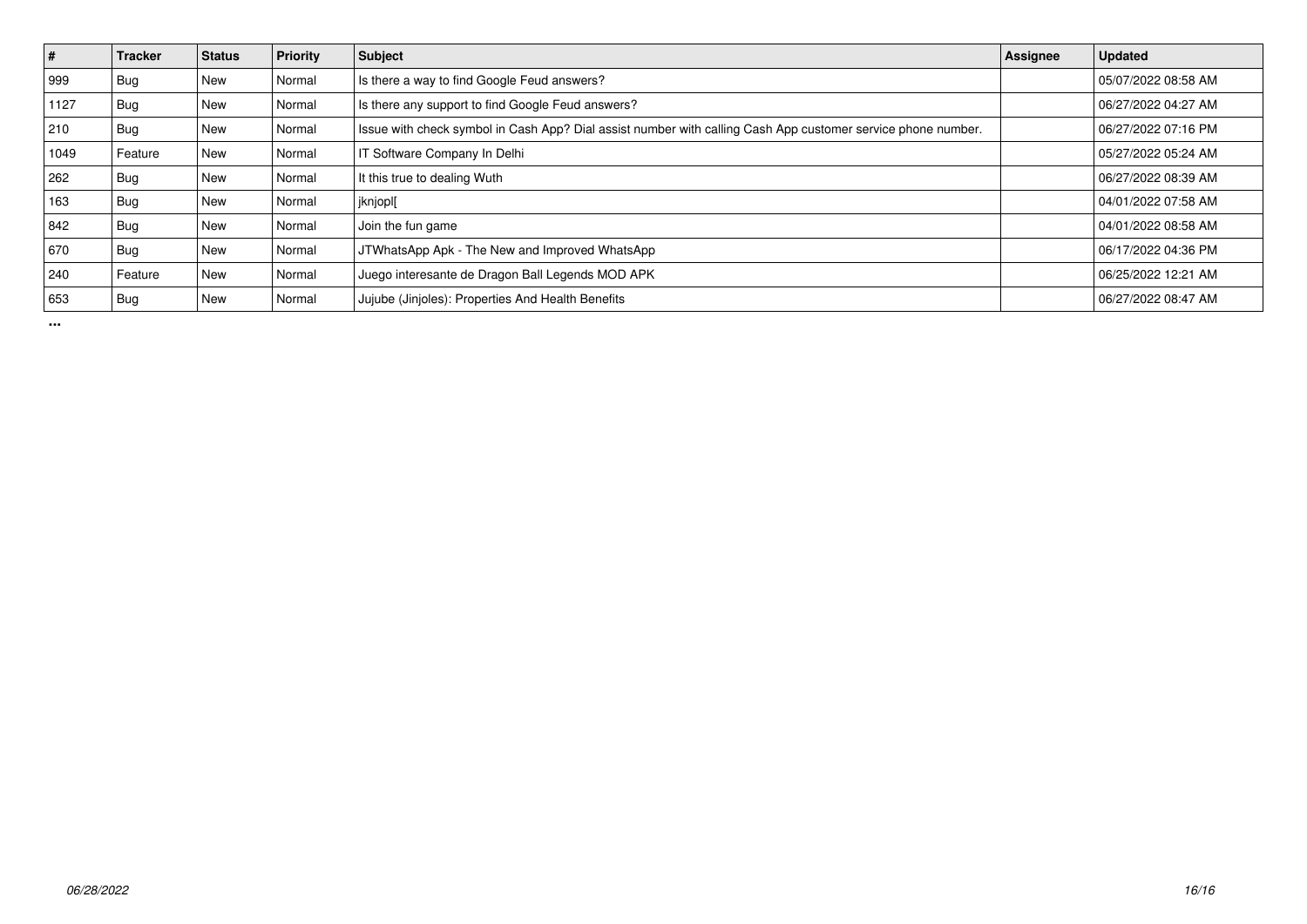| # | Tracker | Status | Priority | Subject | Assignee | Updated |
|---|---|---|---|---|---|---|
| 999 | Bug | New | Normal | Is there a way to find Google Feud answers? | | 05/07/2022 08:58 AM |
| 1127 | Bug | New | Normal | Is there any support to find Google Feud answers? | | 06/27/2022 04:27 AM |
| 210 | Bug | New | Normal | Issue with check symbol in Cash App? Dial assist number with calling Cash App customer service phone number. | | 06/27/2022 07:16 PM |
| 1049 | Feature | New | Normal | IT Software Company In Delhi | | 05/27/2022 05:24 AM |
| 262 | Bug | New | Normal | It this true to dealing Wuth | | 06/27/2022 08:39 AM |
| 163 | Bug | New | Normal | jknjopl[ | | 04/01/2022 07:58 AM |
| 842 | Bug | New | Normal | Join the fun game | | 04/01/2022 08:58 AM |
| 670 | Bug | New | Normal | JTWhatsApp Apk - The New and Improved WhatsApp | | 06/17/2022 04:36 PM |
| 240 | Feature | New | Normal | Juego interesante de Dragon Ball Legends MOD APK | | 06/25/2022 12:21 AM |
| 653 | Bug | New | Normal | Jujube (Jinjoles): Properties And Health Benefits | | 06/27/2022 08:47 AM |

...